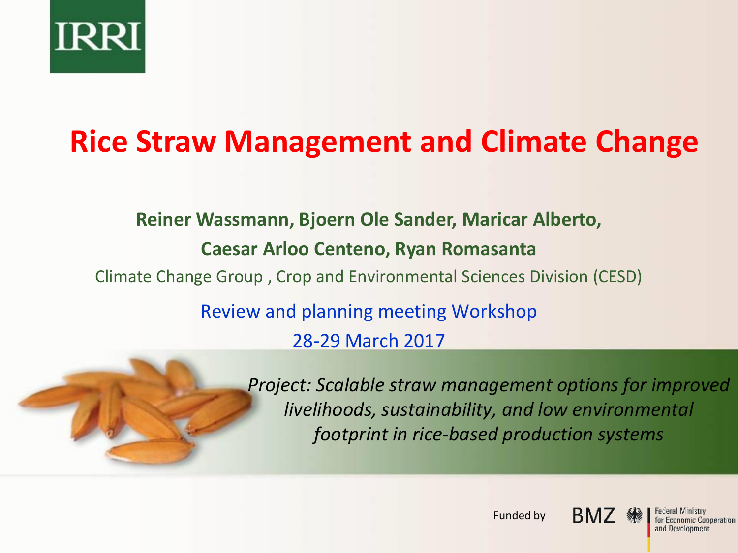IRRI

# Rice Straw Management and Climate Change

**Reiner Wassmann, Bjoern Ole Sander, Maricar Alberto,**

**Caesar Arloo Centeno, Ryan Romasanta**

Climate Change Group , Crop and Environmental Sciences Division (CESD)

Review and planning meeting Workshop

28-29 March 2017

*Project: Scalable straw management options for improved livelihoods, sustainability, and low environmental footprint in rice-based production systems*

Funded by BMZ Federal Ministry for Economic Cooperation and Development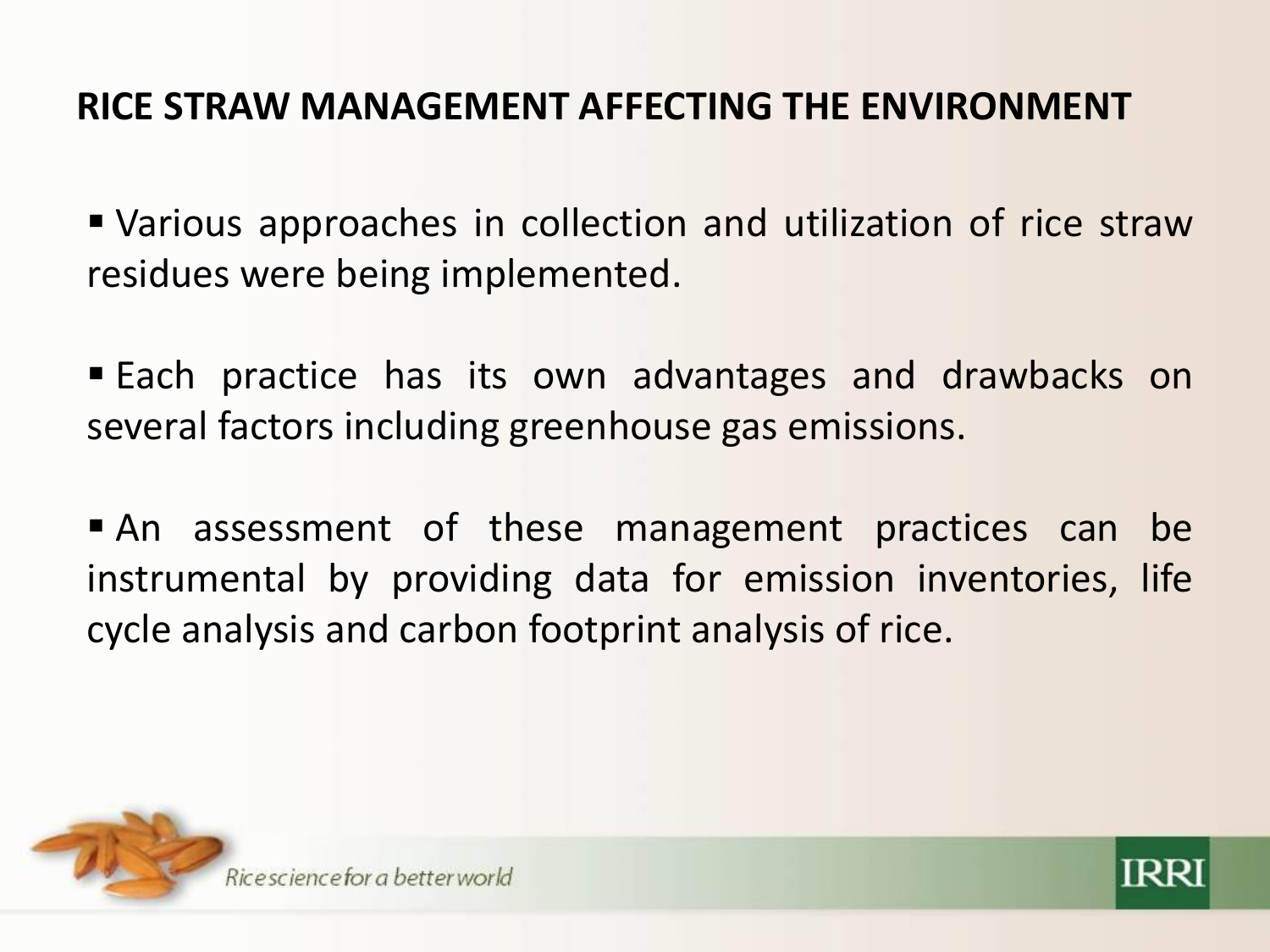## RICE STRAW MANAGEMENT AFFECTING THE ENVIRONMENT

- Various approaches in collection and utilization of rice straw residues were being implemented.
- Each practice has its own advantages and drawbacks on several factors including greenhouse gas emissions.
- An assessment of these management practices can be instrumental by providing data for emission inventories, life cycle analysis and carbon footprint analysis of rice.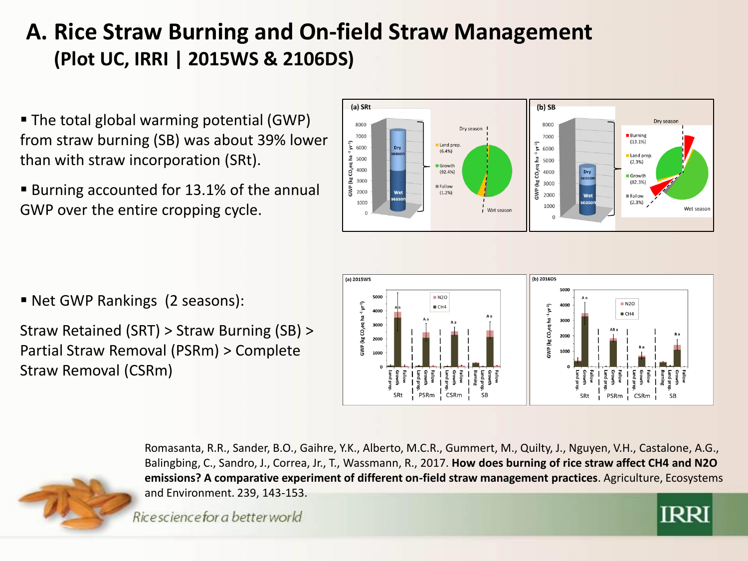# A. Rice Straw Burning and On-field Straw Management

## (Plot UC, IRRI | 2015WS & 2106DS)

- The total global warming potential (GWP) from straw burning (SB) was about 39% lower than with straw incorporation (SRt).
- Burning accounted for 13.1% of the annual GWP over the entire cropping cycle.

- Net GWP Rankings (2 seasons):

Straw Retained (SRT) > Straw Burning (SB) > Partial Straw Removal (PSRm) > Complete Straw Removal (CSRm)

Romasanta, R.R., Sander, B.O., Gaihre, Y.K., Alberto, M.C.R., Gummert, M., Quilty, J., Nguyen, V.H., Castalone, A.G., Balingbing, C., Sandro, J., Correa, Jr., T., Wassmann, R., 2017. **How does burning of rice straw affect CH4 and N2O emissions? A comparative experiment of different on-field straw management practices**. Agriculture, Ecosystems and Environment. 239, 143-153.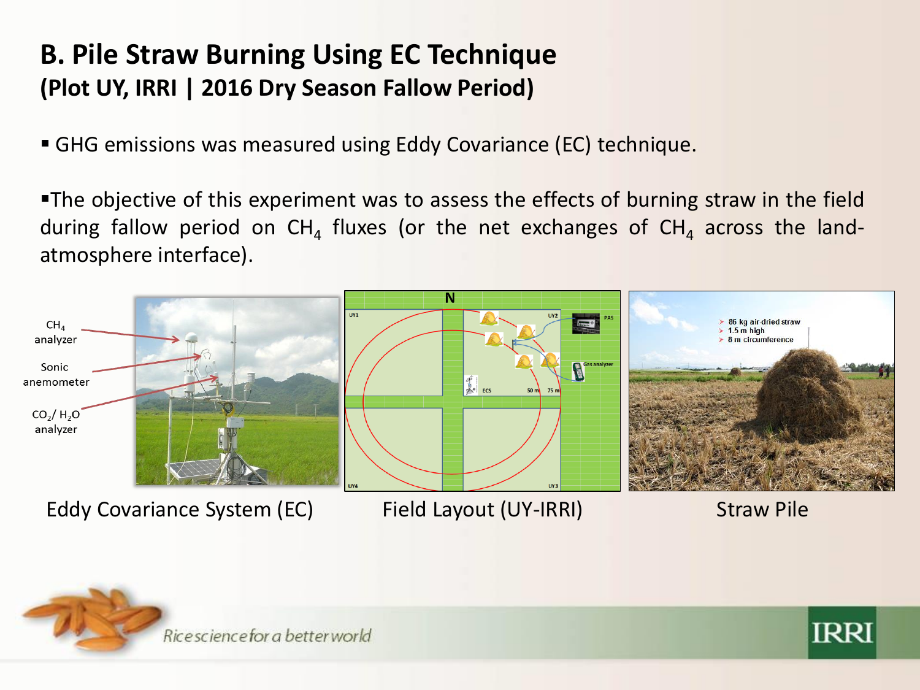# B. Pile Straw Burning Using EC Technique

## (Plot UY, IRRI | 2016 Dry Season Fallow Period)

- GHG emissions was measured using Eddy Covariance (EC) technique.
- The objective of this experiment was to assess the effects of burning straw in the field during fallow period on $CH_4$ fluxes (or the net exchanges of $CH_4$ across the land-atmosphere interface).

$CH_4$ analyzer

Sonic anemometer

$CO_2$/ $H_2O$ analyzer

Eddy Covariance System (EC)

N

UY1 UY2 UY3 UY4

ECS 50 m 75 m

PAS

Gas analyzer

Field Layout (UY-IRRI)

- 86 kg air-dried straw
- 1.5 m high
- 8 m circumference

Straw Pile

Rice science for a better world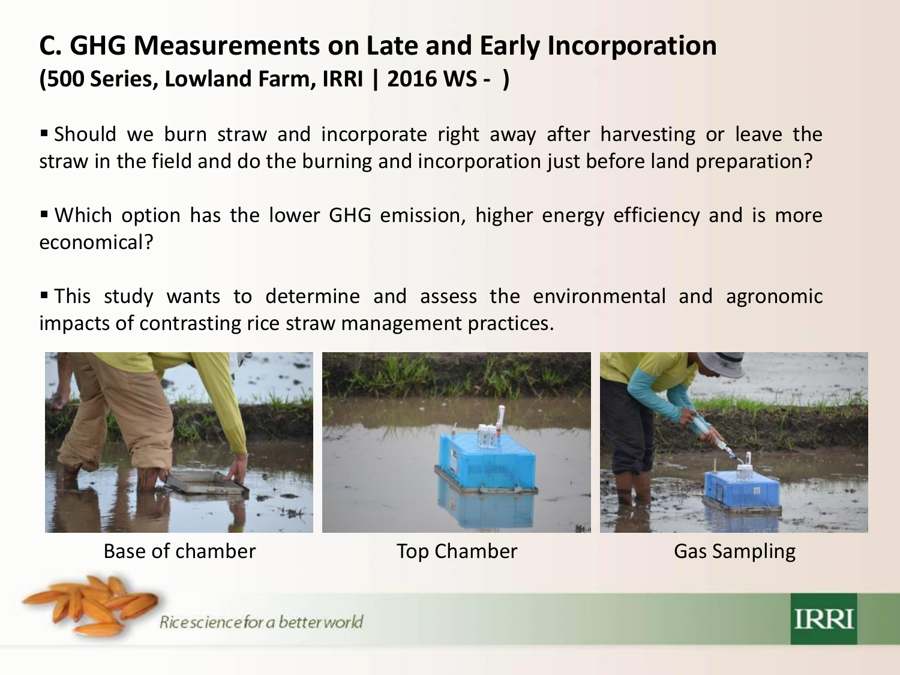# C. GHG Measurements on Late and Early Incorporation

## (500 Series, Lowland Farm, IRRI | 2016 WS - )

- Should we burn straw and incorporate right away after harvesting or leave the straw in the field and do the burning and incorporation just before land preparation?

- Which option has the lower GHG emission, higher energy efficiency and is more economical?

- This study wants to determine and assess the environmental and agronomic impacts of contrasting rice straw management practices.

Base of chamber

Top Chamber

Gas Sampling